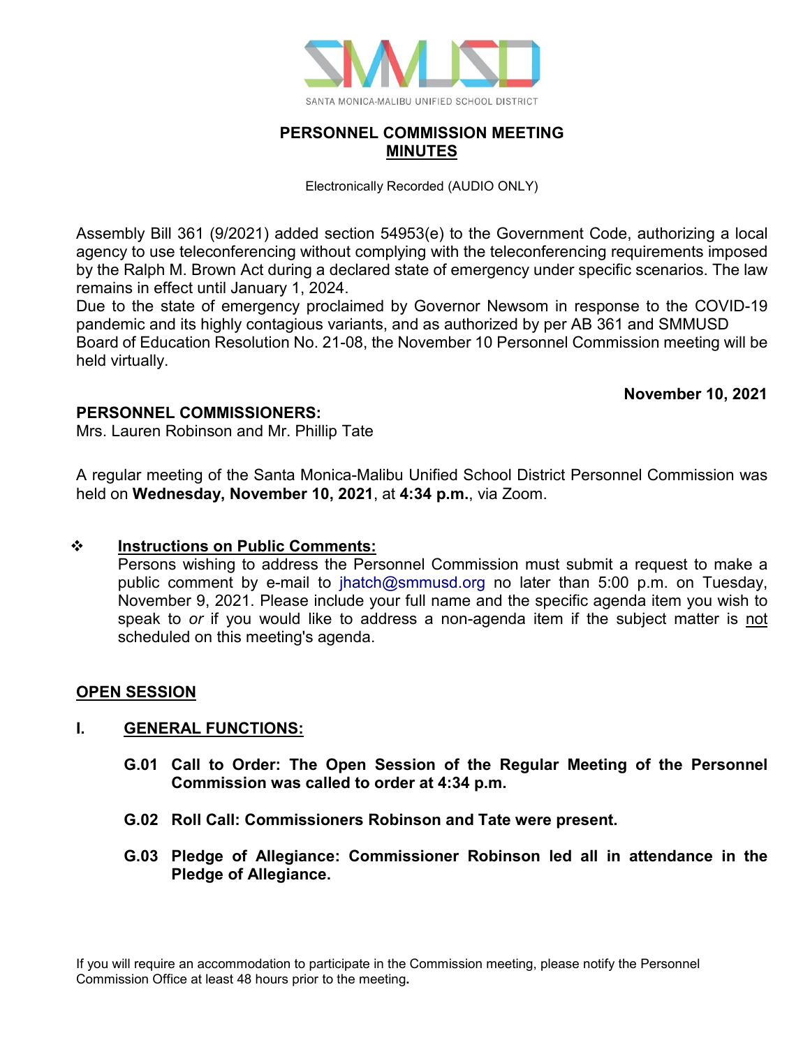SANTA MONICA-MALIBU UNIFIED SCHOOL DISTRICT

# PERSONNEL COMMISSION MEETING
## MINUTES

Electronically Recorded (AUDIO ONLY)

Assembly Bill 361 (9/2021) added section 54953(e) to the Government Code, authorizing a local agency to use teleconferencing without complying with the teleconferencing requirements imposed by the Ralph M. Brown Act during a declared state of emergency under specific scenarios. The law remains in effect until January 1, 2024.
Due to the state of emergency proclaimed by Governor Newsom in response to the COVID-19 pandemic and its highly contagious variants, and as authorized by per AB 361 and SMMUSD Board of Education Resolution No. 21-08, the November 10 Personnel Commission meeting will be held virtually.

**November 10, 2021**

**PERSONNEL COMMISSIONERS:**
Mrs. Lauren Robinson and Mr. Phillip Tate

A regular meeting of the Santa Monica-Malibu Unified School District Personnel Commission was held on **Wednesday, November 10, 2021**, at **4:34 p.m.**, via Zoom.

❖ **Instructions on Public Comments:**
Persons wishing to address the Personnel Commission must submit a request to make a public comment by e-mail to jhatch@smmusd.org no later than 5:00 p.m. on Tuesday, November 9, 2021. Please include your full name and the specific agenda item you wish to speak to *or* if you would like to address a non-agenda item if the subject matter is not scheduled on this meeting's agenda.

**OPEN SESSION**

**I. GENERAL FUNCTIONS:**

**G.01 Call to Order: The Open Session of the Regular Meeting of the Personnel Commission was called to order at 4:34 p.m.**

**G.02 Roll Call: Commissioners Robinson and Tate were present.**

**G.03 Pledge of Allegiance: Commissioner Robinson led all in attendance in the Pledge of Allegiance.**

If you will require an accommodation to participate in the Commission meeting, please notify the Personnel Commission Office at least 48 hours prior to the meeting.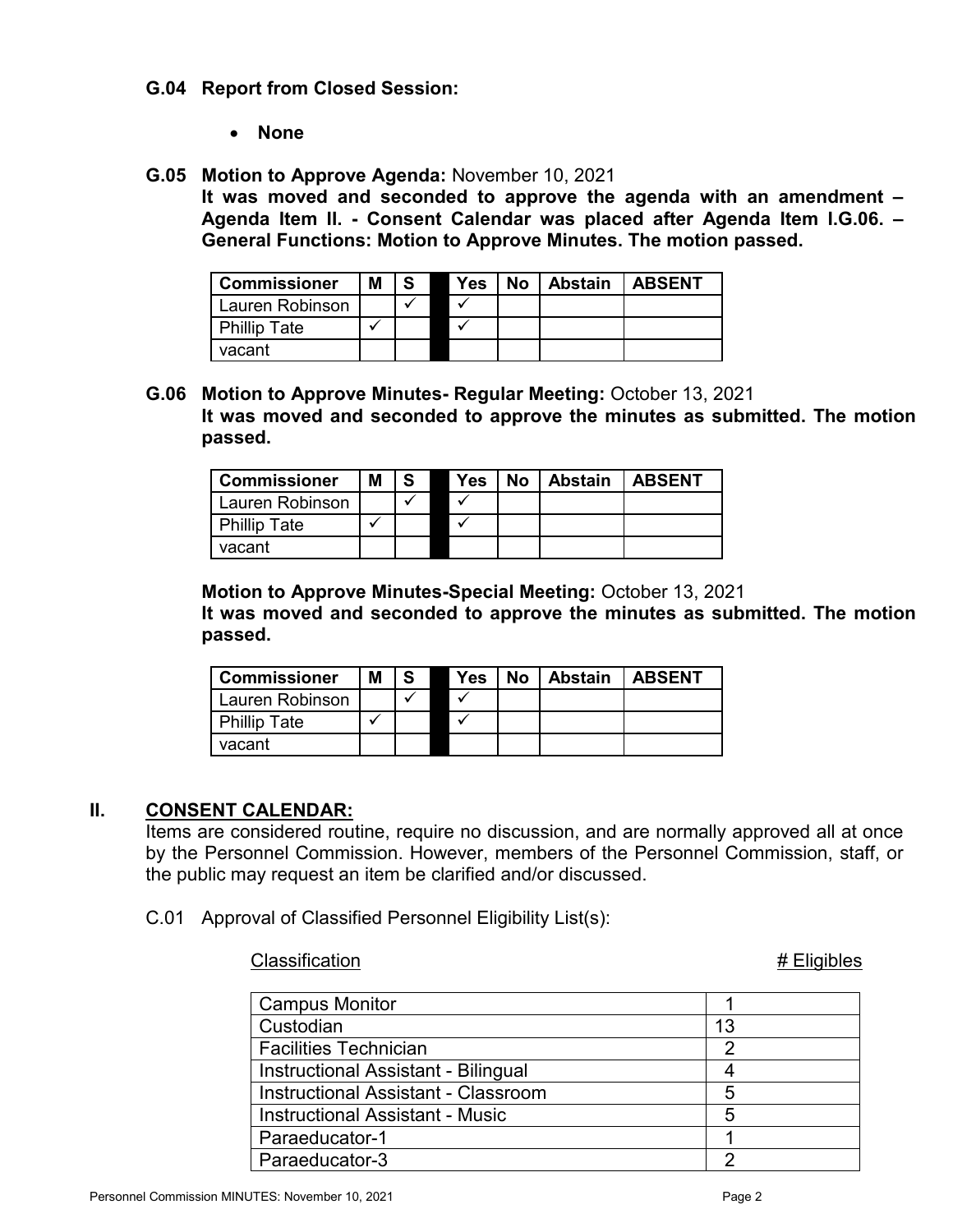**G.04 Report from Closed Session:**

- **None**

**G.05 Motion to Approve Agenda:** November 10, 2021

**It was moved and seconded to approve the agenda with an amendment – Agenda Item II. - Consent Calendar was placed after Agenda Item I.G.06. – General Functions: Motion to Approve Minutes. The motion passed.**

| Commissioner | M | S | | Yes | No | Abstain | ABSENT |
|---|---|---|---|---|---|---|---|
| Lauren Robinson | | ✓ | | ✓ | | | |
| Phillip Tate | ✓ | | | ✓ | | | |
| vacant | | | | | | | |

**G.06 Motion to Approve Minutes- Regular Meeting:** October 13, 2021

**It was moved and seconded to approve the minutes as submitted. The motion passed.**

| Commissioner | M | S | | Yes | No | Abstain | ABSENT |
|---|---|---|---|---|---|---|---|
| Lauren Robinson | | ✓ | | ✓ | | | |
| Phillip Tate | ✓ | | | ✓ | | | |
| vacant | | | | | | | |

**Motion to Approve Minutes-Special Meeting:** October 13, 2021

**It was moved and seconded to approve the minutes as submitted. The motion passed.**

| Commissioner | M | S | | Yes | No | Abstain | ABSENT |
|---|---|---|---|---|---|---|---|
| Lauren Robinson | | ✓ | | ✓ | | | |
| Phillip Tate | ✓ | | | ✓ | | | |
| vacant | | | | | | | |

## II. CONSENT CALENDAR:

Items are considered routine, require no discussion, and are normally approved all at once by the Personnel Commission. However, members of the Personnel Commission, staff, or the public may request an item be clarified and/or discussed.

C.01 Approval of Classified Personnel Eligibility List(s):

| Classification | # Eligibles |
|---|---|
| Campus Monitor | 1 |
| Custodian | 13 |
| Facilities Technician | 2 |
| Instructional Assistant - Bilingual | 4 |
| Instructional Assistant - Classroom | 5 |
| Instructional Assistant - Music | 5 |
| Paraeducator-1 | 1 |
| Paraeducator-3 | 2 |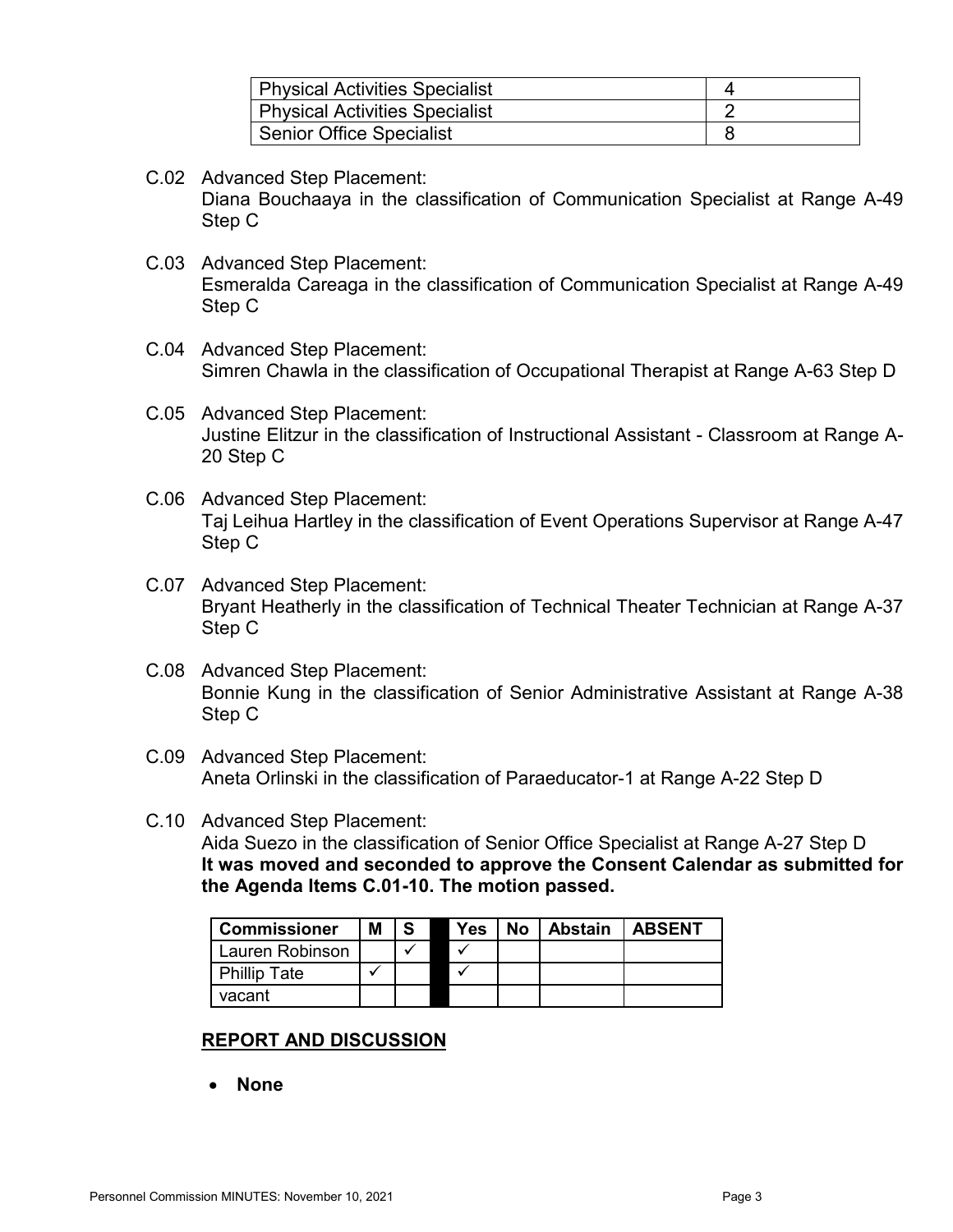| Physical Activities Specialist | 4 |
|---|---|
| Physical Activities Specialist | 2 |
| Senior Office Specialist | 8 |

C.02 Advanced Step Placement:
Diana Bouchaaya in the classification of Communication Specialist at Range A-49 Step C

C.03 Advanced Step Placement:
Esmeralda Careaga in the classification of Communication Specialist at Range A-49 Step C

C.04 Advanced Step Placement:
Simren Chawla in the classification of Occupational Therapist at Range A-63 Step D

C.05 Advanced Step Placement:
Justine Elitzur in the classification of Instructional Assistant - Classroom at Range A-20 Step C

C.06 Advanced Step Placement:
Taj Leihua Hartley in the classification of Event Operations Supervisor at Range A-47 Step C

C.07 Advanced Step Placement:
Bryant Heatherly in the classification of Technical Theater Technician at Range A-37 Step C

C.08 Advanced Step Placement:
Bonnie Kung in the classification of Senior Administrative Assistant at Range A-38 Step C

C.09 Advanced Step Placement:
Aneta Orlinski in the classification of Paraeducator-1 at Range A-22 Step D

C.10 Advanced Step Placement:
Aida Suezo in the classification of Senior Office Specialist at Range A-27 Step D
**It was moved and seconded to approve the Consent Calendar as submitted for the Agenda Items C.01-10. The motion passed.**

| Commissioner | M | S | | Yes | No | Abstain | ABSENT |
|---|---|---|---|---|---|---|---|
| Lauren Robinson | | ✓ | | ✓ | | | |
| Phillip Tate | ✓ | | | ✓ | | | |
| vacant | | | | | | | |

## REPORT AND DISCUSSION

- **None**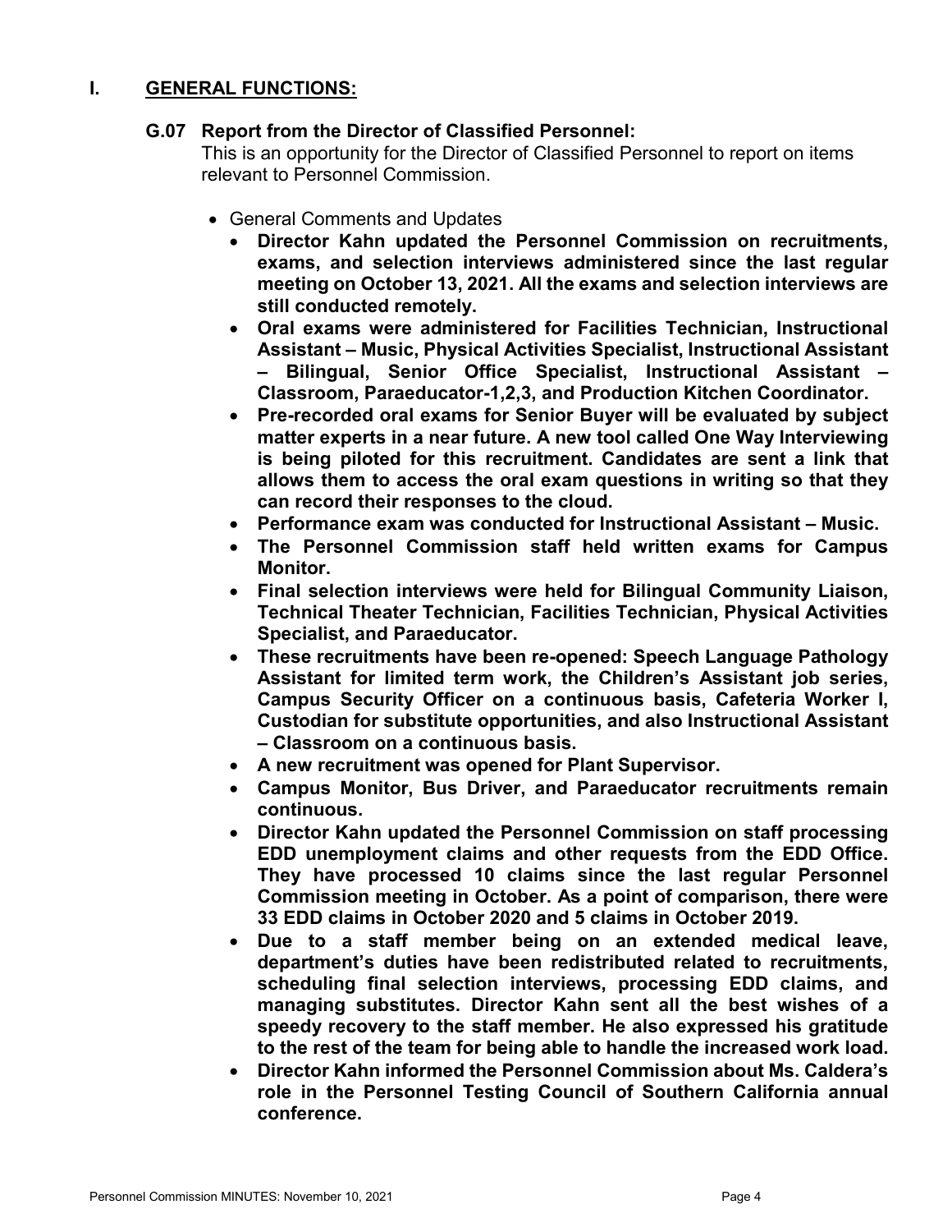# I. GENERAL FUNCTIONS:

## G.07 Report from the Director of Classified Personnel:

This is an opportunity for the Director of Classified Personnel to report on items relevant to Personnel Commission.

- General Comments and Updates
  - **Director Kahn updated the Personnel Commission on recruitments, exams, and selection interviews administered since the last regular meeting on October 13, 2021. All the exams and selection interviews are still conducted remotely.**
  - **Oral exams were administered for Facilities Technician, Instructional Assistant – Music, Physical Activities Specialist, Instructional Assistant – Bilingual, Senior Office Specialist, Instructional Assistant – Classroom, Paraeducator-1,2,3, and Production Kitchen Coordinator.**
  - **Pre-recorded oral exams for Senior Buyer will be evaluated by subject matter experts in a near future. A new tool called One Way Interviewing is being piloted for this recruitment. Candidates are sent a link that allows them to access the oral exam questions in writing so that they can record their responses to the cloud.**
  - **Performance exam was conducted for Instructional Assistant – Music.**
  - **The Personnel Commission staff held written exams for Campus Monitor.**
  - **Final selection interviews were held for Bilingual Community Liaison, Technical Theater Technician, Facilities Technician, Physical Activities Specialist, and Paraeducator.**
  - **These recruitments have been re-opened: Speech Language Pathology Assistant for limited term work, the Children's Assistant job series, Campus Security Officer on a continuous basis, Cafeteria Worker I, Custodian for substitute opportunities, and also Instructional Assistant – Classroom on a continuous basis.**
  - **A new recruitment was opened for Plant Supervisor.**
  - **Campus Monitor, Bus Driver, and Paraeducator recruitments remain continuous.**
  - **Director Kahn updated the Personnel Commission on staff processing EDD unemployment claims and other requests from the EDD Office. They have processed 10 claims since the last regular Personnel Commission meeting in October. As a point of comparison, there were 33 EDD claims in October 2020 and 5 claims in October 2019.**
  - **Due to a staff member being on an extended medical leave, department's duties have been redistributed related to recruitments, scheduling final selection interviews, processing EDD claims, and managing substitutes. Director Kahn sent all the best wishes of a speedy recovery to the staff member. He also expressed his gratitude to the rest of the team for being able to handle the increased work load.**
  - **Director Kahn informed the Personnel Commission about Ms. Caldera's role in the Personnel Testing Council of Southern California annual conference.**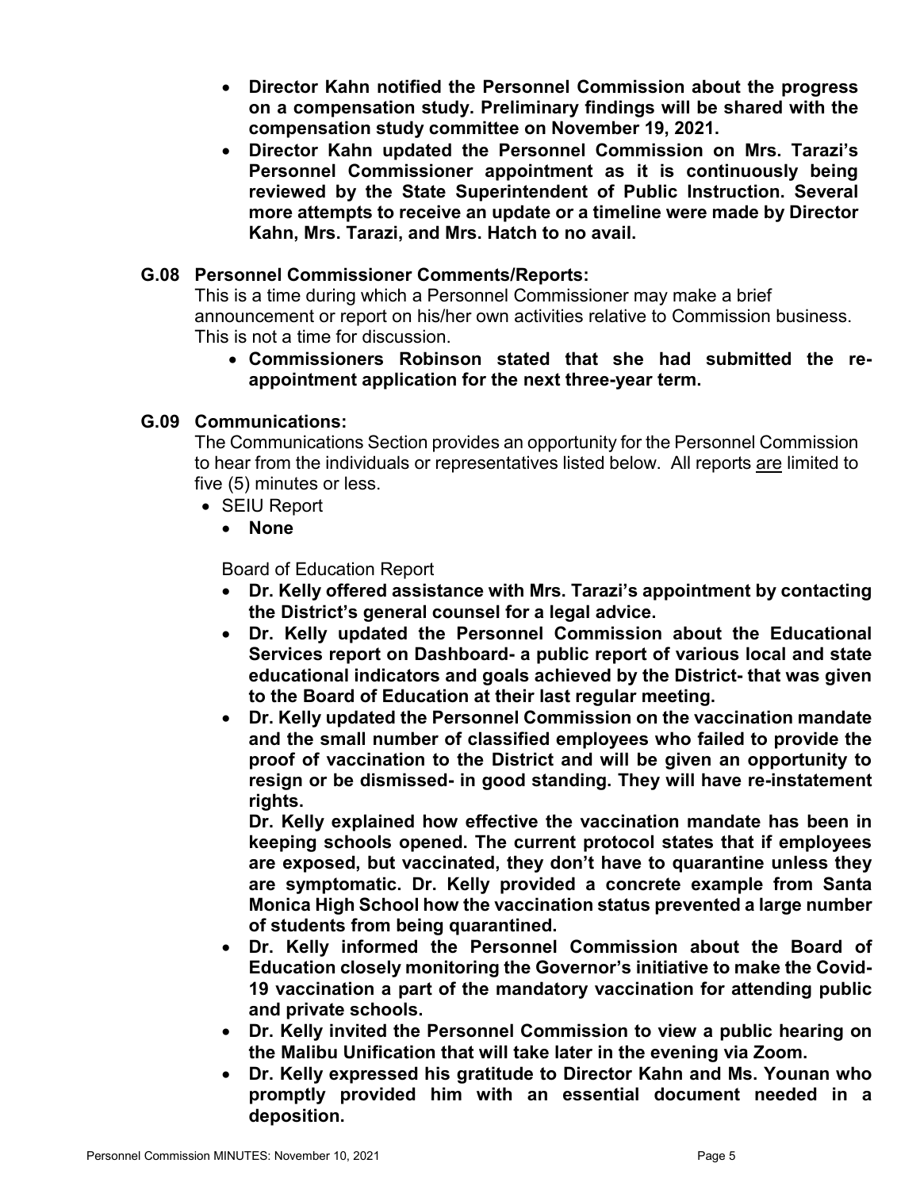- **Director Kahn notified the Personnel Commission about the progress on a compensation study. Preliminary findings will be shared with the compensation study committee on November 19, 2021.**
- **Director Kahn updated the Personnel Commission on Mrs. Tarazi's Personnel Commissioner appointment as it is continuously being reviewed by the State Superintendent of Public Instruction. Several more attempts to receive an update or a timeline were made by Director Kahn, Mrs. Tarazi, and Mrs. Hatch to no avail.**

## G.08 Personnel Commissioner Comments/Reports:

This is a time during which a Personnel Commissioner may make a brief announcement or report on his/her own activities relative to Commission business. This is not a time for discussion.

- **Commissioners Robinson stated that she had submitted the re-appointment application for the next three-year term.**

## G.09 Communications:

The Communications Section provides an opportunity for the Personnel Commission to hear from the individuals or representatives listed below. All reports are limited to five (5) minutes or less.

- SEIU Report
  - **None**

Board of Education Report

- **Dr. Kelly offered assistance with Mrs. Tarazi's appointment by contacting the District's general counsel for a legal advice.**
- **Dr. Kelly updated the Personnel Commission about the Educational Services report on Dashboard- a public report of various local and state educational indicators and goals achieved by the District- that was given to the Board of Education at their last regular meeting.**
- **Dr. Kelly updated the Personnel Commission on the vaccination mandate and the small number of classified employees who failed to provide the proof of vaccination to the District and will be given an opportunity to resign or be dismissed- in good standing. They will have re-instatement rights.**

  **Dr. Kelly explained how effective the vaccination mandate has been in keeping schools opened. The current protocol states that if employees are exposed, but vaccinated, they don't have to quarantine unless they are symptomatic. Dr. Kelly provided a concrete example from Santa Monica High School how the vaccination status prevented a large number of students from being quarantined.**
- **Dr. Kelly informed the Personnel Commission about the Board of Education closely monitoring the Governor's initiative to make the Covid-19 vaccination a part of the mandatory vaccination for attending public and private schools.**
- **Dr. Kelly invited the Personnel Commission to view a public hearing on the Malibu Unification that will take later in the evening via Zoom.**
- **Dr. Kelly expressed his gratitude to Director Kahn and Ms. Younan who promptly provided him with an essential document needed in a deposition.**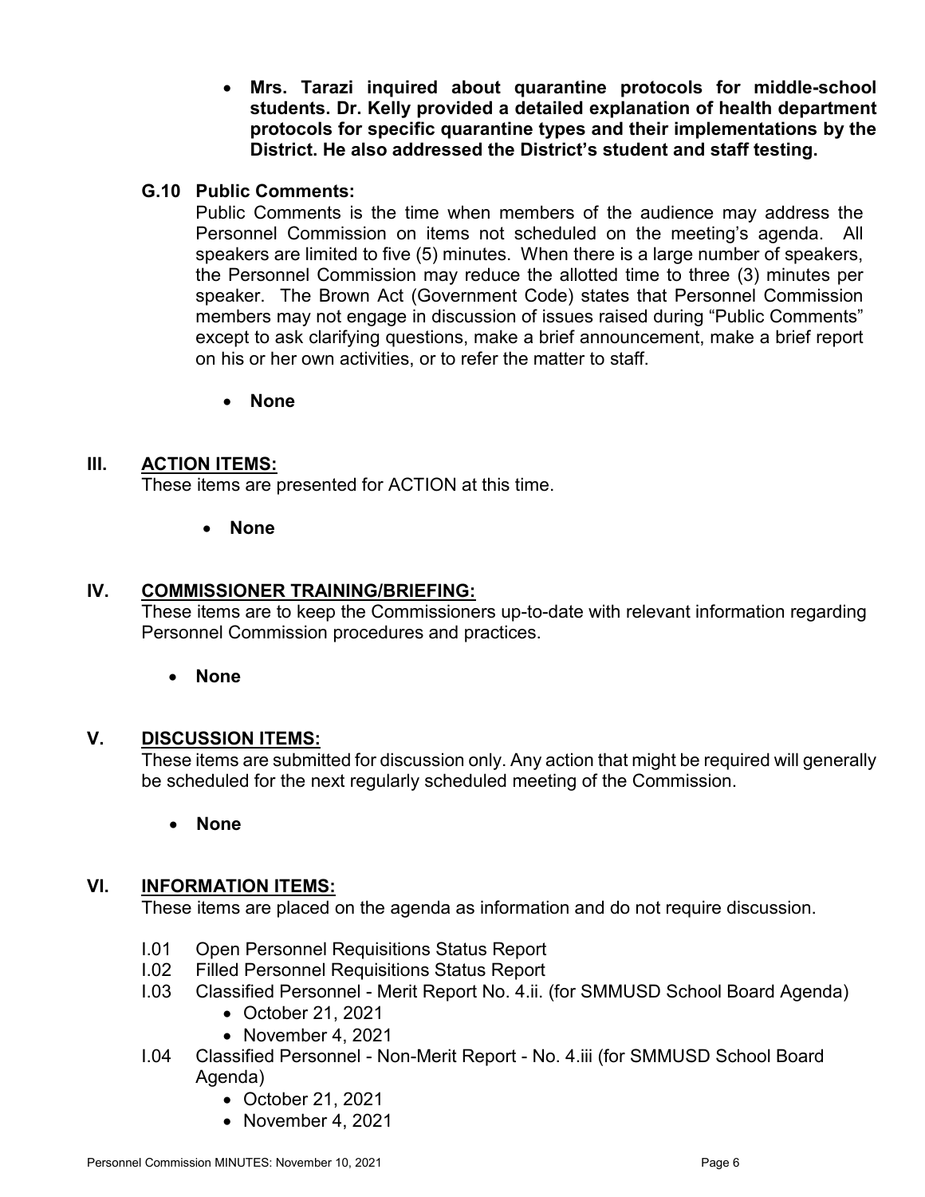- **Mrs. Tarazi inquired about quarantine protocols for middle-school students. Dr. Kelly provided a detailed explanation of health department protocols for specific quarantine types and their implementations by the District. He also addressed the District's student and staff testing.**

### G.10 Public Comments:

Public Comments is the time when members of the audience may address the Personnel Commission on items not scheduled on the meeting's agenda. All speakers are limited to five (5) minutes. When there is a large number of speakers, the Personnel Commission may reduce the allotted time to three (3) minutes per speaker. The Brown Act (Government Code) states that Personnel Commission members may not engage in discussion of issues raised during "Public Comments" except to ask clarifying questions, make a brief announcement, make a brief report on his or her own activities, or to refer the matter to staff.

- **None**

## III. ACTION ITEMS:

These items are presented for ACTION at this time.

- **None**

## IV. COMMISSIONER TRAINING/BRIEFING:

These items are to keep the Commissioners up-to-date with relevant information regarding Personnel Commission procedures and practices.

- **None**

## V. DISCUSSION ITEMS:

These items are submitted for discussion only. Any action that might be required will generally be scheduled for the next regularly scheduled meeting of the Commission.

- **None**

## VI. INFORMATION ITEMS:

These items are placed on the agenda as information and do not require discussion.

- I.01 Open Personnel Requisitions Status Report
- I.02 Filled Personnel Requisitions Status Report
- I.03 Classified Personnel - Merit Report No. 4.ii. (for SMMUSD School Board Agenda)
  - October 21, 2021
  - November 4, 2021
- I.04 Classified Personnel - Non-Merit Report - No. 4.iii (for SMMUSD School Board Agenda)
  - October 21, 2021
  - November 4, 2021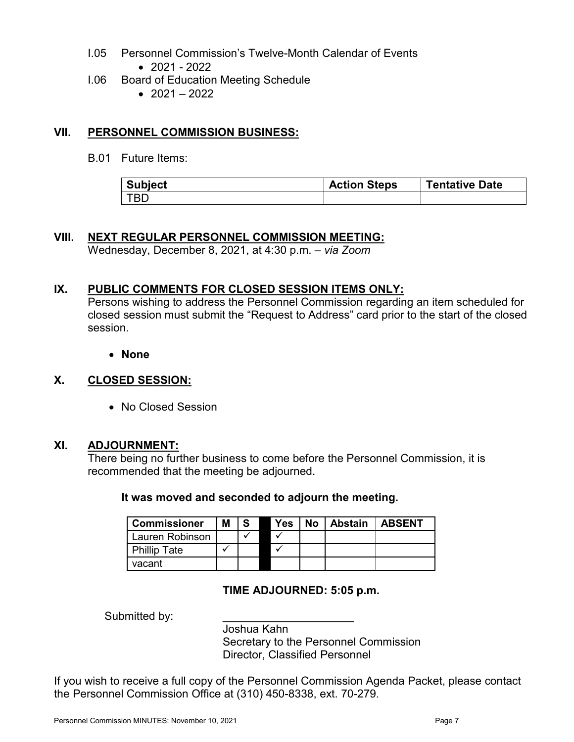I.05 Personnel Commission's Twelve-Month Calendar of Events
- 2021 - 2022

I.06 Board of Education Meeting Schedule
- 2021 – 2022

## VII. PERSONNEL COMMISSION BUSINESS:

B.01 Future Items:

| Subject | Action Steps | Tentative Date |
|---|---|---|
| TBD | | |

## VIII. NEXT REGULAR PERSONNEL COMMISSION MEETING:

Wednesday, December 8, 2021, at 4:30 p.m. – *via Zoom*

## IX. PUBLIC COMMENTS FOR CLOSED SESSION ITEMS ONLY:

Persons wishing to address the Personnel Commission regarding an item scheduled for closed session must submit the "Request to Address" card prior to the start of the closed session.

- **None**

## X. CLOSED SESSION:

- No Closed Session

## XI. ADJOURNMENT:

There being no further business to come before the Personnel Commission, it is recommended that the meeting be adjourned.

**It was moved and seconded to adjourn the meeting.**

| Commissioner | M | S | | Yes | No | Abstain | ABSENT |
|---|---|---|---|---|---|---|---|
| Lauren Robinson | | ✓ | | ✓ | | | |
| Phillip Tate | ✓ | | | ✓ | | | |
| vacant | | | | | | | |

**TIME ADJOURNED: 5:05 p.m.**

Submitted by: \_\_\_\_\_\_\_\_\_\_\_\_\_\_\_\_\_\_\_\_\_\_

Joshua Kahn
Secretary to the Personnel Commission
Director, Classified Personnel

If you wish to receive a full copy of the Personnel Commission Agenda Packet, please contact the Personnel Commission Office at (310) 450-8338, ext. 70-279.